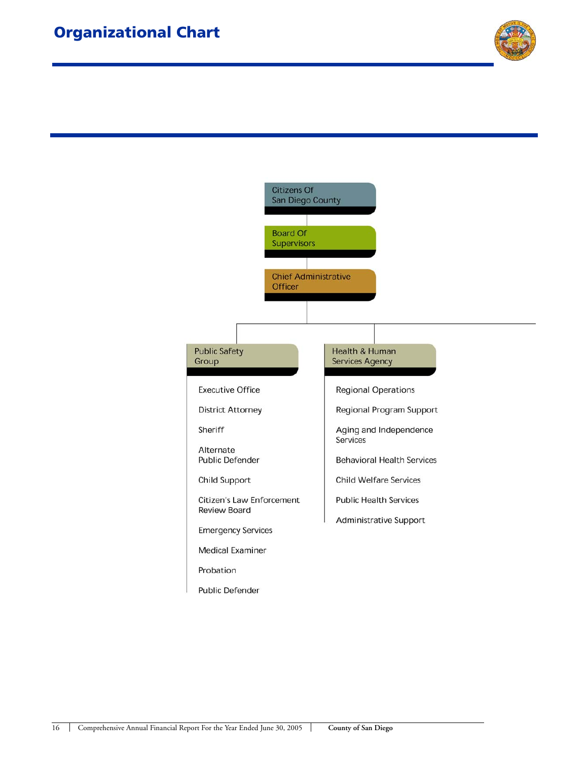# Organizational Chart

- Citizens Of San Diego County
  - Board Of Supervisors
    - Chief Administrative Officer
      - **Public Safety Group**
        - Executive Office
        - District Attorney
        - Sheriff
        - Alternate Public Defender
        - Child Support
        - Citizen's Law Enforcement Review Board
        - Emergency Services
        - Medical Examiner
        - Probation
        - Public Defender
      - **Health & Human Services Agency**
        - Regional Operations
        - Regional Program Support
        - Aging and Independence Services
        - Behavioral Health Services
        - Child Welfare Services
        - Public Health Services
        - Administrative Support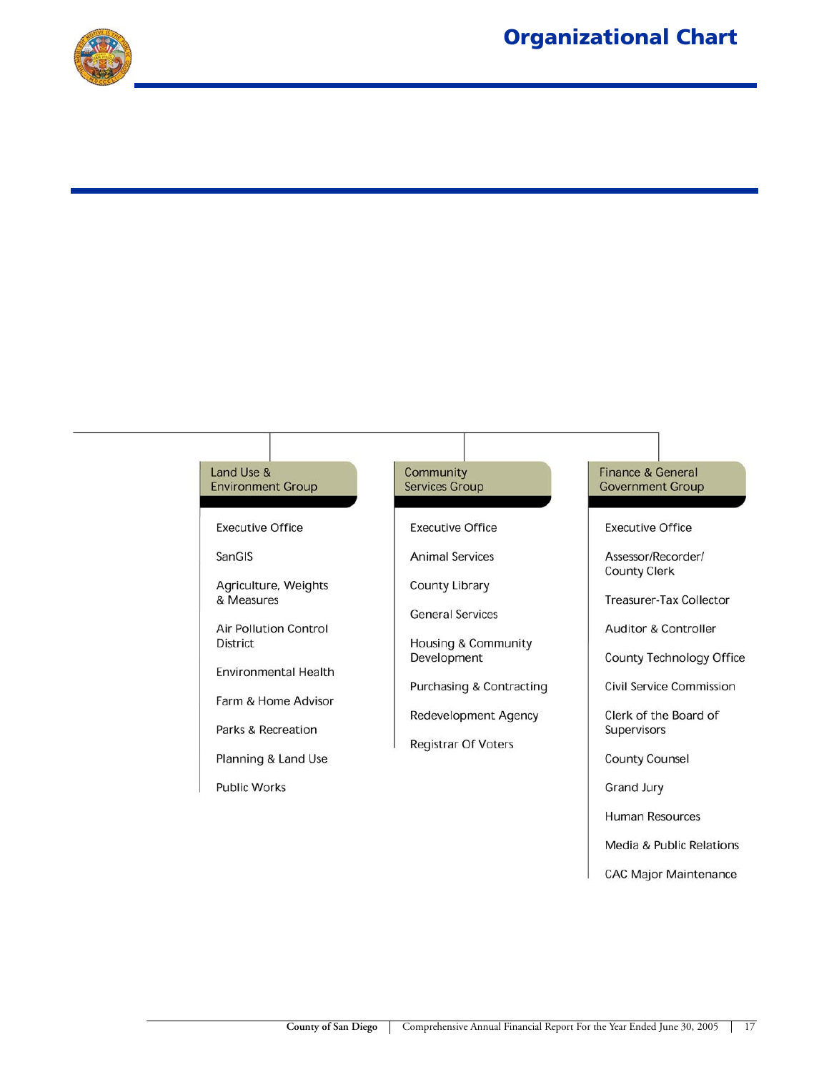# Organizational Chart

### Land Use & Environment Group

- Executive Office
- SanGIS
- Agriculture, Weights & Measures
- Air Pollution Control District
- Environmental Health
- Farm & Home Advisor
- Parks & Recreation
- Planning & Land Use
- Public Works

### Community Services Group

- Executive Office
- Animal Services
- County Library
- General Services
- Housing & Community Development
- Purchasing & Contracting
- Redevelopment Agency
- Registrar Of Voters

### Finance & General Government Group

- Executive Office
- Assessor/Recorder/ County Clerk
- Treasurer-Tax Collector
- Auditor & Controller
- County Technology Office
- Civil Service Commission
- Clerk of the Board of Supervisors
- County Counsel
- Grand Jury
- Human Resources
- Media & Public Relations
- CAC Major Maintenance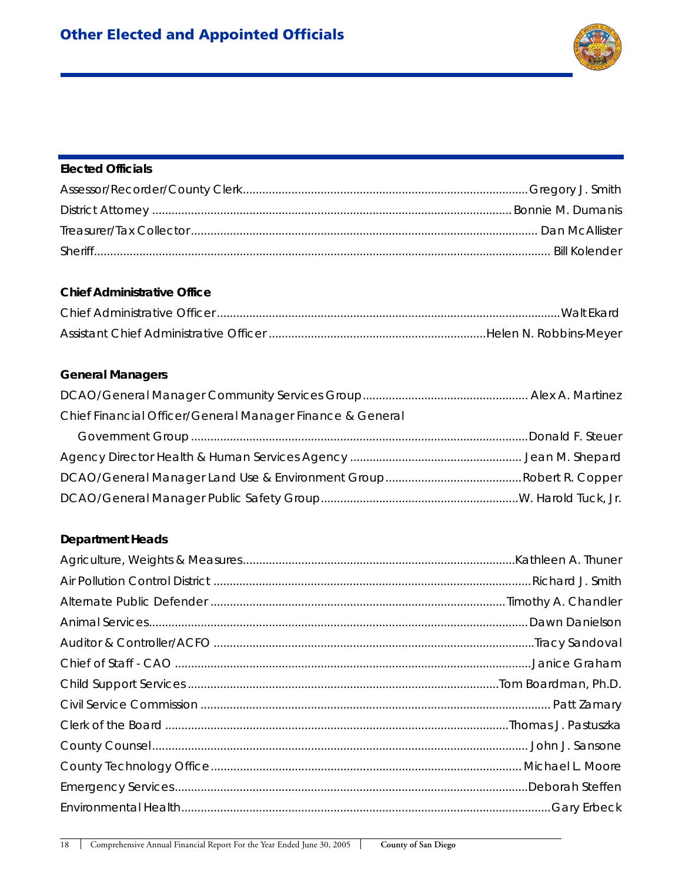# Other Elected and Appointed Officials

### Elected Officials

Assessor/Recorder/County Clerk....................Gregory J. Smith
District Attorney....................Bonnie M. Dumanis
Treasurer/Tax Collector....................Dan McAllister
Sheriff....................Bill Kolender

### Chief Administrative Office

Chief Administrative Officer....................Walt Ekard
Assistant Chief Administrative Officer....................Helen N. Robbins-Meyer

### General Managers

DCAO/General Manager Community Services Group....................Alex A. Martinez
Chief Financial Officer/General Manager Finance & General
  Government Group....................Donald F. Steuer
Agency Director Health & Human Services Agency....................Jean M. Shepard
DCAO/General Manager Land Use & Environment Group....................Robert R. Copper
DCAO/General Manager Public Safety Group....................W. Harold Tuck, Jr.

### Department Heads

Agriculture, Weights & Measures....................Kathleen A. Thuner
Air Pollution Control District....................Richard J. Smith
Alternate Public Defender....................Timothy A. Chandler
Animal Services....................Dawn Danielson
Auditor & Controller/ACFO....................Tracy Sandoval
Chief of Staff - CAO....................Janice Graham
Child Support Services....................Tom Boardman, Ph.D.
Civil Service Commission....................Patt Zamary
Clerk of the Board....................Thomas J. Pastuszka
County Counsel....................John J. Sansone
County Technology Office....................Michael L. Moore
Emergency Services....................Deborah Steffen
Environmental Health....................Gary Erbeck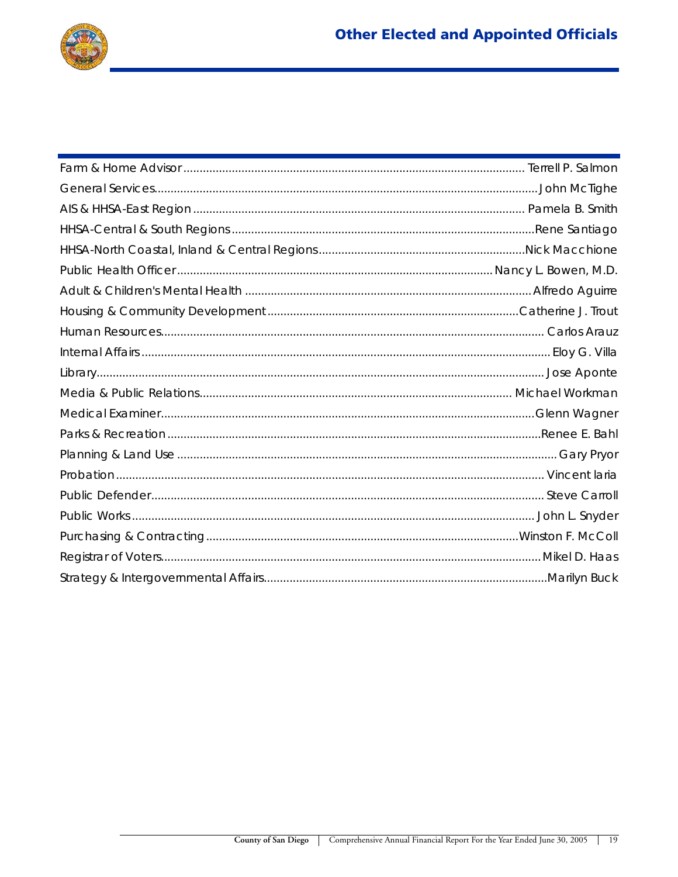# Other Elected and Appointed Officials

| | |
|---|---|
| Farm & Home Advisor | Terrell P. Salmon |
| General Services | John McTighe |
| AIS & HHSA-East Region | Pamela B. Smith |
| HHSA-Central & South Regions | Rene Santiago |
| HHSA-North Coastal, Inland & Central Regions | Nick Macchione |
| Public Health Officer | Nancy L. Bowen, M.D. |
| Adult & Children's Mental Health | Alfredo Aguirre |
| Housing & Community Development | Catherine J. Trout |
| Human Resources | Carlos Arauz |
| Internal Affairs | Eloy G. Villa |
| Library | Jose Aponte |
| Media & Public Relations | Michael Workman |
| Medical Examiner | Glenn Wagner |
| Parks & Recreation | Renee E. Bahl |
| Planning & Land Use | Gary Pryor |
| Probation | Vincent Iaria |
| Public Defender | Steve Carroll |
| Public Works | John L. Snyder |
| Purchasing & Contracting | Winston F. McColl |
| Registrar of Voters | Mikel D. Haas |
| Strategy & Intergovernmental Affairs | Marilyn Buck |